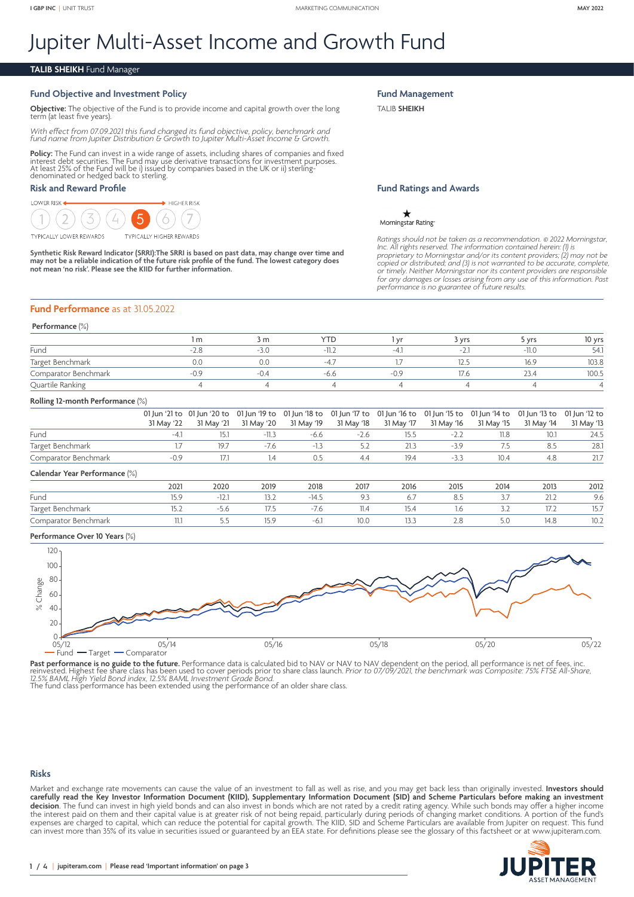I GBP INC | UNIT TRUST

MARKETING COMMUNICATION

MAY 2022

# Jupiter Multi-Asset Income and Growth Fund

**TALIB SHEIKH** Fund Manager

## Fund Objective and Investment Policy

**Objective:** The objective of the Fund is to provide income and capital growth over the long term (at least five years).

*With effect from 07.09.2021 this fund changed its fund objective, policy, benchmark and fund name from Jupiter Distribution & Growth to Jupiter Multi-Asset Income & Growth.*

**Policy:** The Fund can invest in a wide range of assets, including shares of companies and fixed interest debt securities. The Fund may use derivative transactions for investment purposes. At least 25% of the Fund will be i) issued by companies based in the UK or ii) sterling-denominated or hedged back to sterling.

## Risk and Reward Profile

LOWER RISK ← → HIGHER RISK

1 2 3 4 **5** 6 7

TYPICALLY LOWER REWARDS — TYPICALLY HIGHER REWARDS

**Synthetic Risk Reward Indicator (SRRI):The SRRI is based on past data, may change over time and may not be a reliable indication of the future risk profile of the fund. The lowest category does not mean 'no risk'. Please see the KIID for further information.**

## Fund Management

TALIB **SHEIKH**

## Fund Ratings and Awards

★ Morningstar Rating™

*Ratings should not be taken as a recommendation. © 2022 Morningstar, Inc. All rights reserved. The information contained herein: (1) is proprietary to Morningstar and/or its content providers; (2) may not be copied or distributed; and (3) is not warranted to be accurate, complete, or timely. Neither Morningstar nor its content providers are responsible for any damages or losses arising from any use of this information. Past performance is no guarantee of future results.*

## Fund Performance as at 31.05.2022

**Performance** (%)

| | 1 m | 3 m | YTD | 1 yr | 3 yrs | 5 yrs | 10 yrs |
|---|---|---|---|---|---|---|---|
| Fund | -2.8 | -3.0 | -11.2 | -4.1 | -2.1 | -11.0 | 54.1 |
| Target Benchmark | 0.0 | 0.0 | -4.7 | 1.7 | 12.5 | 16.9 | 103.8 |
| Comparator Benchmark | -0.9 | -0.4 | -6.6 | -0.9 | 17.6 | 23.4 | 100.5 |
| Quartile Ranking | 4 | 4 | 4 | 4 | 4 | 4 | 4 |

**Rolling 12-month Performance** (%)

| | 01 Jun '21 to 31 May '22 | 01 Jun '20 to 31 May '21 | 01 Jun '19 to 31 May '20 | 01 Jun '18 to 31 May '19 | 01 Jun '17 to 31 May '18 | 01 Jun '16 to 31 May '17 | 01 Jun '15 to 31 May '16 | 01 Jun '14 to 31 May '15 | 01 Jun '13 to 31 May '14 | 01 Jun '12 to 31 May '13 |
|---|---|---|---|---|---|---|---|---|---|---|
| Fund | -4.1 | 15.1 | -11.3 | -6.6 | -2.6 | 15.5 | -2.2 | 11.8 | 10.1 | 24.5 |
| Target Benchmark | 1.7 | 19.7 | -7.6 | -1.3 | 5.2 | 21.3 | -3.9 | 7.5 | 8.5 | 28.1 |
| Comparator Benchmark | -0.9 | 17.1 | 1.4 | 0.5 | 4.4 | 19.4 | -3.3 | 10.4 | 4.8 | 21.7 |

**Calendar Year Performance** (%)

| | 2021 | 2020 | 2019 | 2018 | 2017 | 2016 | 2015 | 2014 | 2013 | 2012 |
|---|---|---|---|---|---|---|---|---|---|---|
| Fund | 15.9 | -12.1 | 13.2 | -14.5 | 9.3 | 6.7 | 8.5 | 3.7 | 21.2 | 9.6 |
| Target Benchmark | 15.2 | -5.6 | 17.5 | -7.6 | 11.4 | 15.4 | 1.6 | 3.2 | 17.2 | 15.7 |
| Comparator Benchmark | 11.1 | 5.5 | 15.9 | -6.1 | 10.0 | 13.3 | 2.8 | 5.0 | 14.8 | 10.2 |

**Performance Over 10 Years** (%)

Fund — Target — Comparator

**Past performance is no guide to the future.** Performance data is calculated bid to NAV or NAV to NAV dependent on the period, all performance is net of fees, inc. reinvested. Highest fee share class has been used to cover periods prior to share class launch. *Prior to 07/09/2021, the benchmark was Composite: 75% FTSE All-Share, 12.5% BAML High Yield Bond index, 12.5% BAML Investment Grade Bond.*
The fund class performance has been extended using the performance of an older share class.

## Risks

Market and exchange rate movements can cause the value of an investment to fall as well as rise, and you may get back less than originally invested. **Investors should carefully read the Key Investor Information Document (KIID), Supplementary Information Document (SID) and Scheme Particulars before making an investment decision.** The fund can invest in high yield bonds and can also invest in bonds which are not rated by a credit rating agency. While such bonds may offer a higher income the interest paid on them and their capital value is at greater risk of not being repaid, particularly during periods of changing market conditions. A portion of the fund's expenses are charged to capital, which can reduce the potential for capital growth. The KIID, SID and Scheme Particulars are available from Jupiter on request. This fund can invest more than 35% of its value in securities issued or guaranteed by an EEA state. For definitions please see the glossary of this factsheet or at www.jupiteram.com.

jupiteram.com | Please read 'Important information' on page 3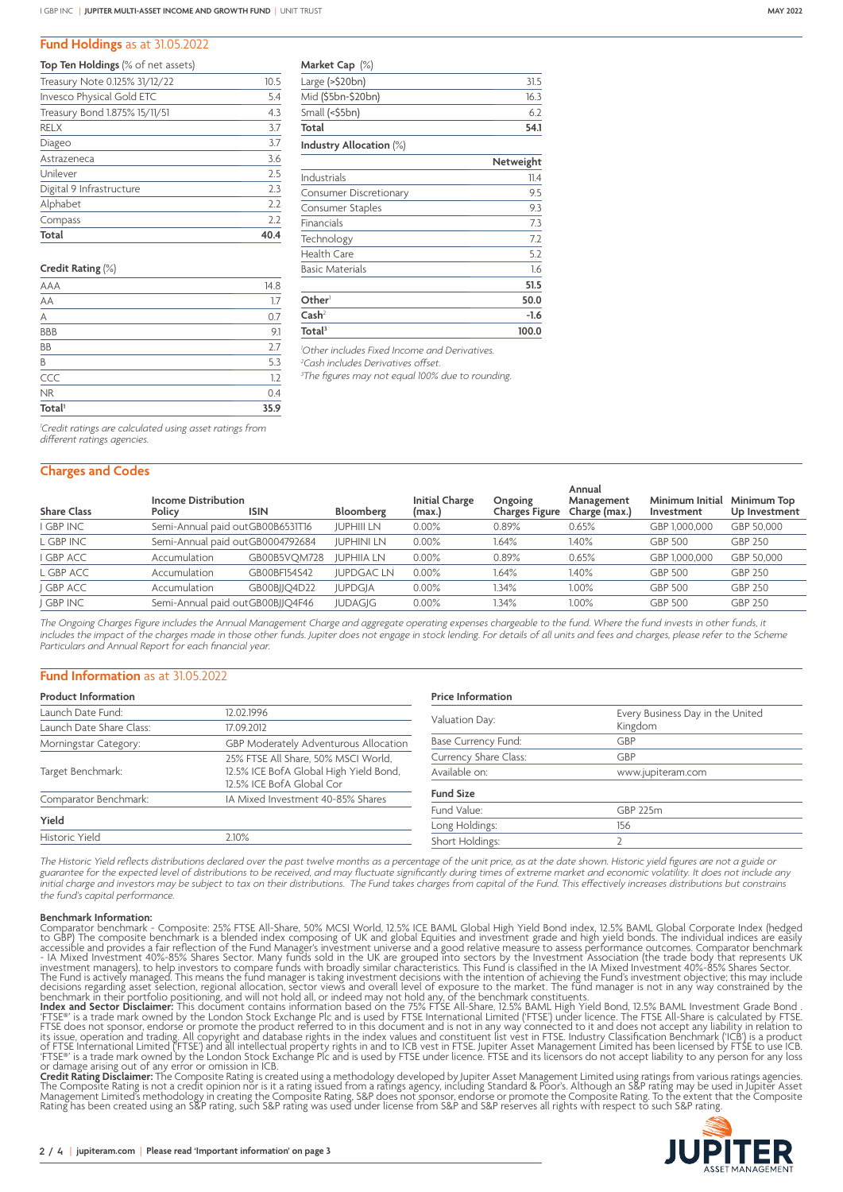## Fund Holdings as at 31.05.2022

**Top Ten Holdings** (% of net assets)

| | |
|---|---|
| Treasury Note 0.125% 31/12/22 | 10.5 |
| Invesco Physical Gold ETC | 5.4 |
| Treasury Bond 1.875% 15/11/51 | 4.3 |
| RELX | 3.7 |
| Diageo | 3.7 |
| Astrazeneca | 3.6 |
| Unilever | 2.5 |
| Digital 9 Infrastructure | 2.3 |
| Alphabet | 2.2 |
| Compass | 2.2 |
| **Total** | **40.4** |

**Credit Rating** (%)

| | |
|---|---|
| AAA | 14.8 |
| AA | 1.7 |
| A | 0.7 |
| BBB | 9.1 |
| BB | 2.7 |
| B | 5.3 |
| CCC | 1.2 |
| NR | 0.4 |
| **Total**[1] | **35.9** |

[1]Credit ratings are calculated using asset ratings from different ratings agencies.

**Market Cap** (%)

| | |
|---|---|
| Large (>$20bn) | 31.5 |
| Mid ($5bn-$20bn) | 16.3 |
| Small (<$5bn) | 6.2 |
| **Total** | **54.1** |

**Industry Allocation** (%)

| | Netweight |
|---|---|
| Industrials | 11.4 |
| Consumer Discretionary | 9.5 |
| Consumer Staples | 9.3 |
| Financials | 7.3 |
| Technology | 7.2 |
| Health Care | 5.2 |
| Basic Materials | 1.6 |
| | **51.5** |
| **Other**[1] | **50.0** |
| **Cash**[2] | **-1.6** |
| **Total**[3] | **100.0** |

[1]Other includes Fixed Income and Derivatives.
[2]Cash includes Derivatives offset.
[3]The figures may not equal 100% due to rounding.

## Charges and Codes

| Share Class | Income Distribution Policy | ISIN | Bloomberg | Initial Charge (max.) | Ongoing Charges Figure | Annual Management Charge (max.) | Minimum Initial Investment | Minimum Top Up Investment |
|---|---|---|---|---|---|---|---|---|
| I GBP INC | Semi-Annual paid out | GB00B6531T16 | JUPHIII LN | 0.00% | 0.89% | 0.65% | GBP 1,000,000 | GBP 50,000 |
| L GBP INC | Semi-Annual paid out | GB0004792684 | JUPHINI LN | 0.00% | 1.64% | 1.40% | GBP 500 | GBP 250 |
| I GBP ACC | Accumulation | GB00B5VQM728 | JUPHIIA LN | 0.00% | 0.89% | 0.65% | GBP 1,000,000 | GBP 50,000 |
| L GBP ACC | Accumulation | GB00BF154S42 | JUPDGAC LN | 0.00% | 1.64% | 1.40% | GBP 500 | GBP 250 |
| J GBP ACC | Accumulation | GB00BJJQ4D22 | JUPDGJA | 0.00% | 1.34% | 1.00% | GBP 500 | GBP 250 |
| J GBP INC | Semi-Annual paid out | GB00BJJQ4F46 | JUDAGJG | 0.00% | 1.34% | 1.00% | GBP 500 | GBP 250 |

*The Ongoing Charges Figure includes the Annual Management Charge and aggregate operating expenses chargeable to the fund. Where the fund invests in other funds, it includes the impact of the charges made in those other funds. Jupiter does not engage in stock lending. For details of all units and fees and charges, please refer to the Scheme Particulars and Annual Report for each financial year.*

## Fund Information as at 31.05.2022

**Product Information**

| | |
|---|---|
| Launch Date Fund: | 12.02.1996 |
| Launch Date Share Class: | 17.09.2012 |
| Morningstar Category: | GBP Moderately Adventurous Allocation |
| Target Benchmark: | 25% FTSE All Share, 50% MSCI World, 12.5% ICE BofA Global High Yield Bond, 12.5% ICE BofA Global Cor |
| Comparator Benchmark: | IA Mixed Investment 40-85% Shares |

**Yield**

| | |
|---|---|
| Historic Yield | 2.10% |

**Price Information**

| | |
|---|---|
| Valuation Day: | Every Business Day in the United Kingdom |
| Base Currency Fund: | GBP |
| Currency Share Class: | GBP |
| Available on: | www.jupiteram.com |

**Fund Size**

| | |
|---|---|
| Fund Value: | GBP 225m |
| Long Holdings: | 156 |
| Short Holdings: | 2 |

*The Historic Yield reflects distributions declared over the past twelve months as a percentage of the unit price, as at the date shown. Historic yield figures are not a guide or guarantee for the expected level of distributions to be received, and may fluctuate significantly during times of extreme market and economic volatility. It does not include any initial charge and investors may be subject to tax on their distributions. The Fund takes charges from capital of the Fund. This effectively increases distributions but constrains the fund's capital performance.*

**Benchmark Information:**
Comparator benchmark - Composite: 25% FTSE All-Share, 50% MCSI World, 12.5% ICE BAML Global High Yield Bond index, 12.5% BAML Global Corporate Index (hedged to GBP) The composite benchmark is a blended index composing of UK and global Equities and investment grade and high yield bonds. The individual indices are easily accessible and provides a fair reflection of the Fund Manager's investment universe and a good relative measure to assess performance outcomes. Comparator benchmark - IA Mixed Investment 40%-85% Shares Sector. Many funds sold in the UK are grouped into sectors by the Investment Association (the trade body that represents UK investment managers), to help investors to compare funds with broadly similar characteristics. This Fund is classified in the IA Mixed Investment 40%-85% Shares Sector. The Fund is actively managed. This means the fund manager is taking investment decisions with the intention of achieving the Fund's investment objective; this may include decisions regarding asset selection, regional allocation, sector views and overall level of exposure to the market. The fund manager is not in any way constrained by the benchmark in their portfolio positioning, and will not hold all, or indeed may not hold any, of the benchmark constituents.
**Index and Sector Disclaimer:** This document contains information based on the 75% FTSE All-Share, 12.5% BAML High Yield Bond, 12.5% BAML Investment Grade Bond . 'FTSE®' is a trade mark owned by the London Stock Exchange Plc and is used by FTSE International Limited ('FTSE') under licence. The FTSE All-Share is calculated by FTSE. FTSE does not sponsor, endorse or promote the product referred to in this document and is not in any way connected to it and does not accept any liability in relation to its issue, operation and trading. All copyright and database rights in the index values and constituent list vest in FTSE. Industry Classification Benchmark ('ICB') is a product of FTSE International Limited ('FTSE') and all intellectual property rights in and to ICB vest in FTSE. Jupiter Asset Management Limited has been licensed by FTSE to use ICB. 'FTSE®' is a trade mark owned by the London Stock Exchange Plc and is used by FTSE under licence. FTSE and its licensors do not accept liability to any person for any loss or damage arising out of any error or omission in ICB.
**Credit Rating Disclaimer:** The Composite Rating is created using a methodology developed by Jupiter Asset Management Limited using ratings from various ratings agencies. The Composite Rating is not a credit opinion nor is it a rating issued from a ratings agency, including Standard & Poor's. Although an S&P rating may be used in Jupiter Asset Management Limited's methodology in creating the Composite Rating, S&P does not sponsor, endorse or promote the Composite Rating. To the extent that the Composite Rating has been created using an S&P rating, such S&P rating was used under license from S&P and S&P reserves all rights with respect to such S&P rating.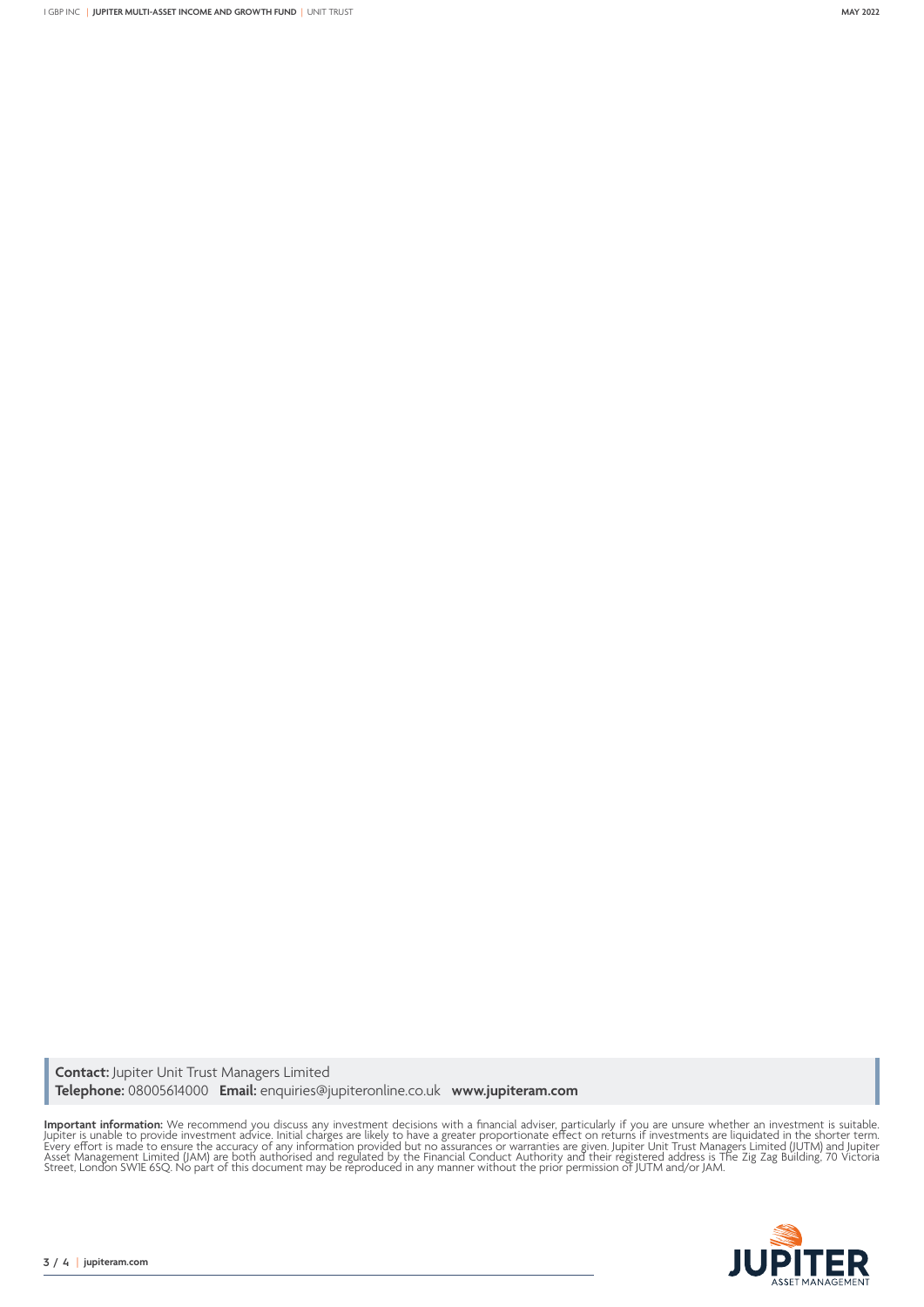**Contact:** Jupiter Unit Trust Managers Limited
**Telephone:** 08005614000 **Email:** enquiries@jupiteronline.co.uk **www.jupiteram.com**

**Important information:** We recommend you discuss any investment decisions with a financial adviser, particularly if you are unsure whether an investment is suitable. Jupiter is unable to provide investment advice. Initial charges are likely to have a greater proportionate effect on returns if investments are liquidated in the shorter term. Every effort is made to ensure the accuracy of any information provided but no assurances or warranties are given. Jupiter Unit Trust Managers Limited (JUTM) and Jupiter Asset Management Limited (JAM) are both authorised and regulated by the Financial Conduct Authority and their registered address is The Zig Zag Building, 70 Victoria Street, London SW1E 6SQ. No part of this document may be reproduced in any manner without the prior permission of JUTM and/or JAM.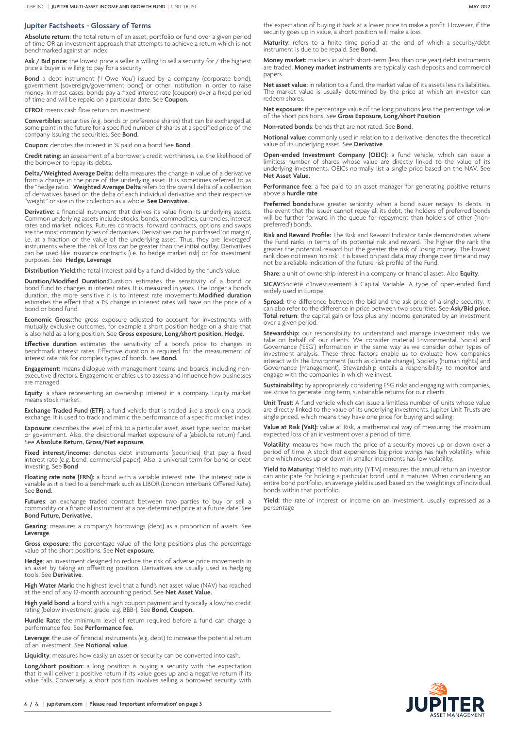## Jupiter Factsheets - Glossary of Terms

**Absolute return:** the total return of an asset, portfolio or fund over a given period of time OR an investment approach that attempts to achieve a return which is not benchmarked against an index.

**Ask / Bid price:** the lowest price a seller is willing to sell a security for / the highest price a buyer is willing to pay for a security.

**Bond** a debt instrument ('I Owe You') issued by a company (corporate bond), government (sovereign/government bond) or other institution in order to raise money. In most cases, bonds pay a fixed interest rate (coupon) over a fixed period of time and will be repaid on a particular date. See **Coupon.**

**CFROI:** means cash flow return on investment.

**Convertibles:** securities (e.g. bonds or preference shares) that can be exchanged at some point in the future for a specified number of shares at a specified price of the company issuing the securities. See **Bond**.

**Coupon:** denotes the interest in % paid on a bond See **Bond**.

**Credit rating:** an assessment of a borrower's credit worthiness, i.e. the likelihood of the borrower to repay its debts.

**Delta/Weighted Average Delta:** delta measures the change in value of a derivative from a change in the price of the underlying asset. It is sometimes referred to as the "hedge ratio." **Weighted Average Delta** refers to the overall delta of a collection of derivatives based on the delta of each individual derivative and their respective "weight" or size in the collection as a whole. **See Derivative.**

**Derivative:** a financial instrument that derives its value from its underlying assets. Common underlying assets include stocks, bonds, commodities, currencies, interest rates and market indices. Futures contracts, forward contracts, options and swaps are the most common types of derivatives. Derivatives can be purchased 'on margin', i.e. at a fraction of the value of the underlying asset. Thus, they are 'leveraged' instruments where the risk of loss can be greater than the initial outlay. Derivatives can be used like insurance contracts (i.e. to hedge market risk) or for investment purposes. See **Hedge, Leverage**

**Distribution Yield:**the total interest paid by a fund divided by the fund's value.

**Duration/Modified Duration:**Duration estimates the sensitivity of a bond or bond fund to changes in interest rates. It is measured in years. The longer a bond's duration, the more sensitive it is to interest rate movements.**Modified duration** estimates the effect that a 1% change in interest rates will have on the price of a bond or bond fund.

**Economic Gross:**the gross exposure adjusted to account for investments with mutually exclusive outcomes, for example a short position hedge on a share that is also held as a long position. See **Gross exposure, Long/short position, Hedge.**

**Effective duration** estimates the sensitivity of a bond's price to changes in benchmark interest rates. Effective duration is required for the measurement of interest rate risk for complex types of bonds. See **Bond.**

**Engagement:** means dialogue with management teams and boards, including non-executive directors. Engagement enables us to assess and influence how businesses are managed.

**Equity**: a share representing an ownership interest in a company. Equity market means stock market.

**Exchange Traded Fund (ETF):** a fund vehicle that is traded like a stock on a stock exchange. It is used to track and mimic the performance of a specific market index.

**Exposure**: describes the level of risk to a particular asset, asset type, sector, market or government. Also, the directional market exposure of a (absolute return) fund. See **Absolute Return, Gross/Net exposure.**

**Fixed interest/income:** denotes debt instruments (securities) that pay a fixed interest rate (e.g. bond, commercial paper). Also, a universal term for bond or debt investing. See **Bond**

**Floating rate note (FRN):** a bond with a variable interest rate. The interest rate is variable as it is tied to a benchmark such as LIBOR (London Interbank Offered Rate). See **Bond.**

**Futures**: an exchange traded contract between two parties to buy or sell a commodity or a financial instrument at a pre-determined price at a future date. See **Bond Future, Derivative.**

**Gearing**: measures a company's borrowings (debt) as a proportion of assets. See **Leverage**.

**Gross exposure:** the percentage value of the long positions plus the percentage value of the short positions. See **Net exposure**.

**Hedge**: an investment designed to reduce the risk of adverse price movements in an asset by taking an offsetting position. Derivatives are usually used as hedging tools. See **Derivative**.

**High Water Mark:** the highest level that a fund's net asset value (NAV) has reached at the end of any 12-month accounting period. See **Net Asset Value.**

**High yield bond**: a bond with a high coupon payment and typically a low/no credit rating (below investment grade, e.g. BBB-). See **Bond, Coupon.**

**Hurdle Rate:** the minimum level of return required before a fund can charge a performance fee. See **Performance fee.**

**Leverage**: the use of financial instruments (e.g. debt) to increase the potential return of an investment. See **Notional value.**

**Liquidity**: measures how easily an asset or security can be converted into cash.

**Long/short position:** a long position is buying a security with the expectation that it will deliver a positive return if its value goes up and a negative return if its value falls. Conversely, a short position involves selling a borrowed security with the expectation of buying it back at a lower price to make a profit. However, if the security goes up in value, a short position will make a loss.

**Maturity**: refers to a finite time period at the end of which a security/debt instrument is due to be repaid. See **Bond**.

**Money market:** markets in which short-term (less than one year) debt instruments are traded. **Money market instruments** are typically cash deposits and commercial papers.

**Net asset value:** in relation to a fund, the market value of its assets less its liabilities. The market value is usually determined by the price at which an investor can redeem shares.

**Net exposure:** the percentage value of the long positions less the percentage value of the short positions. See **Gross Exposure, Long/short Position**

**Non-rated bonds**: bonds that are not rated. See **Bond**.

**Notional value:** commonly used in relation to a derivative, denotes the theoretical value of its underlying asset. See **Derivative**.

**Open-ended Investment Company (OEIC):** a fund vehicle, which can issue a limitless number of shares whose value are directly linked to the value of its underlying investments. OEICs normally list a single price based on the NAV. See **Net Asset Value.**

**Performance fee:** a fee paid to an asset manager for generating positive returns above a **hurdle rate**.

**Preferred bonds:**have greater seniority when a bond issuer repays its debts. In the event that the issuer cannot repay all its debt, the holders of preferred bonds will be further forward in the queue for repayment than holders of other ('non-preferred') bonds.

**Risk and Reward Profile:** The Risk and Reward Indicator table demonstrates where the Fund ranks in terms of its potential risk and reward. The higher the rank the greater the potential reward but the greater the risk of losing money. The lowest rank does not mean 'no risk'. It is based on past data, may change over time and may not be a reliable indication of the future risk profile of the Fund.

**Share:** a unit of ownership interest in a company or financial asset. Also **Equity**.

**SICAV:**Société d'Investissement à Capital Variable. A type of open-ended fund widely used in Europe.

**Spread:** the difference between the bid and the ask price of a single security. It can also refer to the difference in price between two securities. See **Ask/Bid price.**
**Total return**: the capital gain or loss plus any income generated by an investment over a given period.

**Stewardship:** our responsibility to understand and manage investment risks we take on behalf of our clients. We consider material Environmental, Social and Governance ('ESG') information in the same way as we consider other types of investment analysis. These three factors enable us to evaluate how companies interact with the Environment (such as climate change), Society (human rights) and Governance (management). Stewardship entails a responsibility to monitor and engage with the companies in which we invest.

**Sustainability:** by appropriately considering ESG risks and engaging with companies, we strive to generate long term, sustainable returns for our clients.

**Unit Trust:** A fund vehicle which can issue a limitless number of units whose value are directly linked to the value of its underlying investments. Jupiter Unit Trusts are single priced, which means they have one price for buying and selling.

**Value at Risk (VaR):** value at Risk, a mathematical way of measuring the maximum expected loss of an investment over a period of time.

**Volatility**: measures how much the price of a security moves up or down over a period of time. A stock that experiences big price swings has high volatility, while one which moves up or down in smaller increments has low volatility.

**Yield to Maturity:** Yield to maturity (YTM) measures the annual return an investor can anticipate for holding a particular bond until it matures. When considering an entire bond portfolio, an average yield is used based on the weightings of individual bonds within that portfolio.

**Yield:** the rate of interest or income on an investment, usually expressed as a percentage